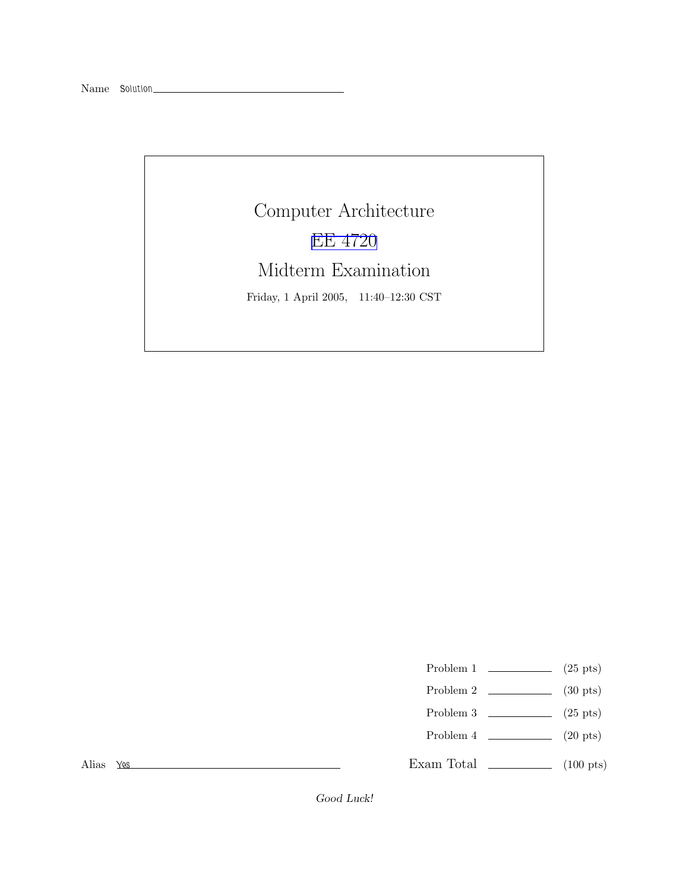Name Solution

# Computer Architecture

## EE 4720

## Midterm Examination

Friday, 1 April 2005, 11:40–12:30 CST

| | | |
|---|---|---|
| Problem 1 | | (25 pts) |
| Problem 2 | | (30 pts) |
| Problem 3 | | (25 pts) |
| Problem 4 | | (20 pts) |
| Exam Total | | (100 pts) |

Alias Yes

*Good Luck!*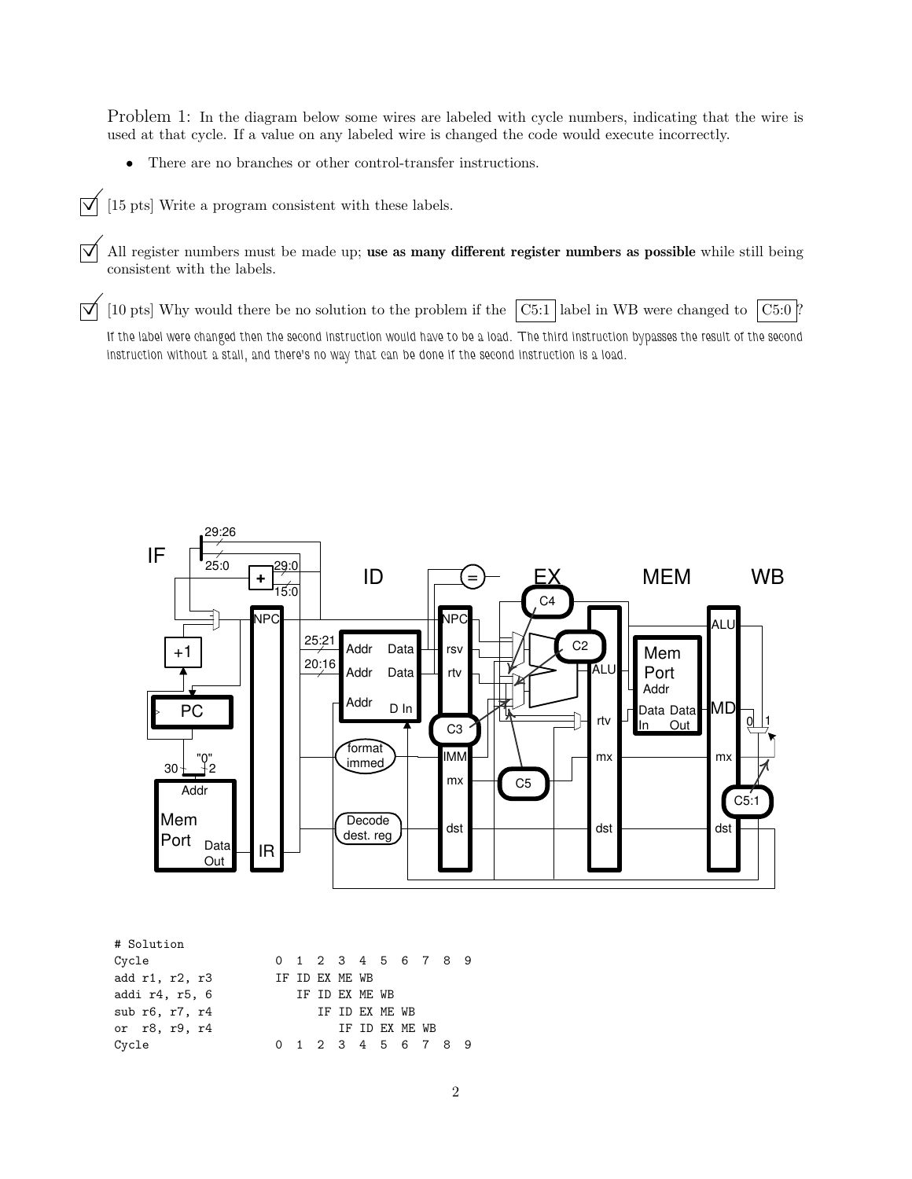Problem 1: In the diagram below some wires are labeled with cycle numbers, indicating that the wire is used at that cycle. If a value on any labeled wire is changed the code would execute incorrectly.

- There are no branches or other control-transfer instructions.

☑ [15 pts] Write a program consistent with these labels.

☑ All register numbers must be made up; **use as many different register numbers as possible** while still being consistent with the labels.

☑ [10 pts] Why would there be no solution to the problem if the C5:1 label in WB were changed to C5:0?

*If the label were changed then the second instruction would have to be a load. The third instruction bypasses the result of the second instruction without a stall, and there's no way that can be done if the second instruction is a load.*

```
# Solution
Cycle              0  1  2  3  4  5  6  7  8  9
add r1, r2, r3     IF ID EX ME WB
addi r4, r5, 6        IF ID EX ME WB
sub r6, r7, r4           IF ID EX ME WB
or  r8, r9, r4              IF ID EX ME WB
Cycle              0  1  2  3  4  5  6  7  8  9
```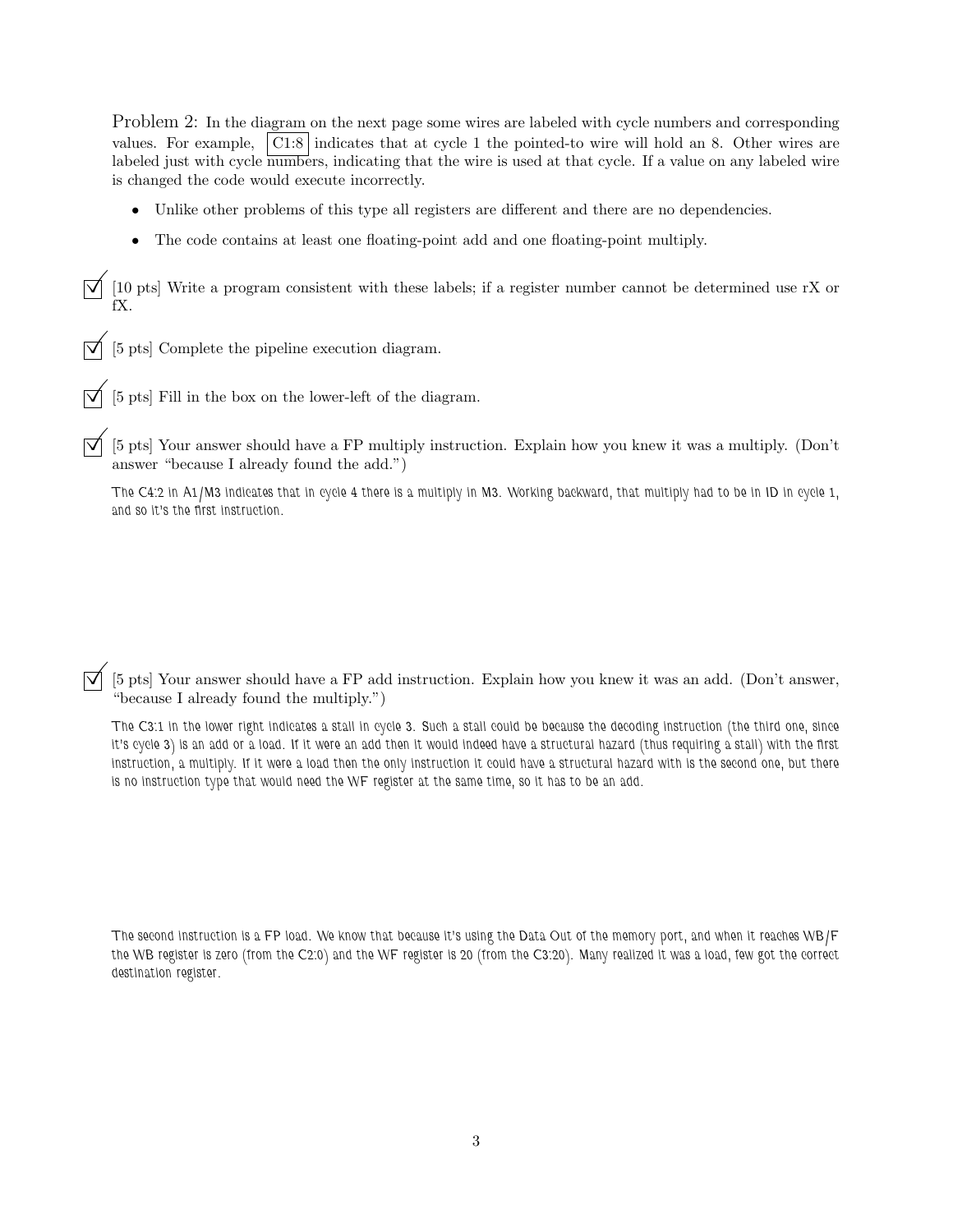Problem 2: In the diagram on the next page some wires are labeled with cycle numbers and corresponding values. For example, C1:8 indicates that at cycle 1 the pointed-to wire will hold an 8. Other wires are labeled just with cycle numbers, indicating that the wire is used at that cycle. If a value on any labeled wire is changed the code would execute incorrectly.

- Unlike other problems of this type all registers are different and there are no dependencies.
- The code contains at least one floating-point add and one floating-point multiply.

☑ [10 pts] Write a program consistent with these labels; if a register number cannot be determined use rX or fX.

☑ [5 pts] Complete the pipeline execution diagram.

☑ [5 pts] Fill in the box on the lower-left of the diagram.

☑ [5 pts] Your answer should have a FP multiply instruction. Explain how you knew it was a multiply. (Don't answer "because I already found the add.")

The C4:2 in A1/M3 indicates that in cycle 4 there is a multiply in M3. Working backward, that multiply had to be in ID in cycle 1, and so it's the first instruction.

☑ [5 pts] Your answer should have a FP add instruction. Explain how you knew it was an add. (Don't answer, "because I already found the multiply.")

The C3:1 in the lower right indicates a stall in cycle 3. Such a stall could be because the decoding instruction (the third one, since it's cycle 3) is an add or a load. If it were an add then it would indeed have a structural hazard (thus requiring a stall) with the first instruction, a multiply. If it were a load then the only instruction it could have a structural hazard with is the second one, but there is no instruction type that would need the WF register at the same time, so it has to be an add.

The second instruction is a FP load. We know that because it's using the Data Out of the memory port, and when it reaches WB/F the WB register is zero (from the C2:0) and the WF register is 20 (from the C3:20). Many realized it was a load, few got the correct destination register.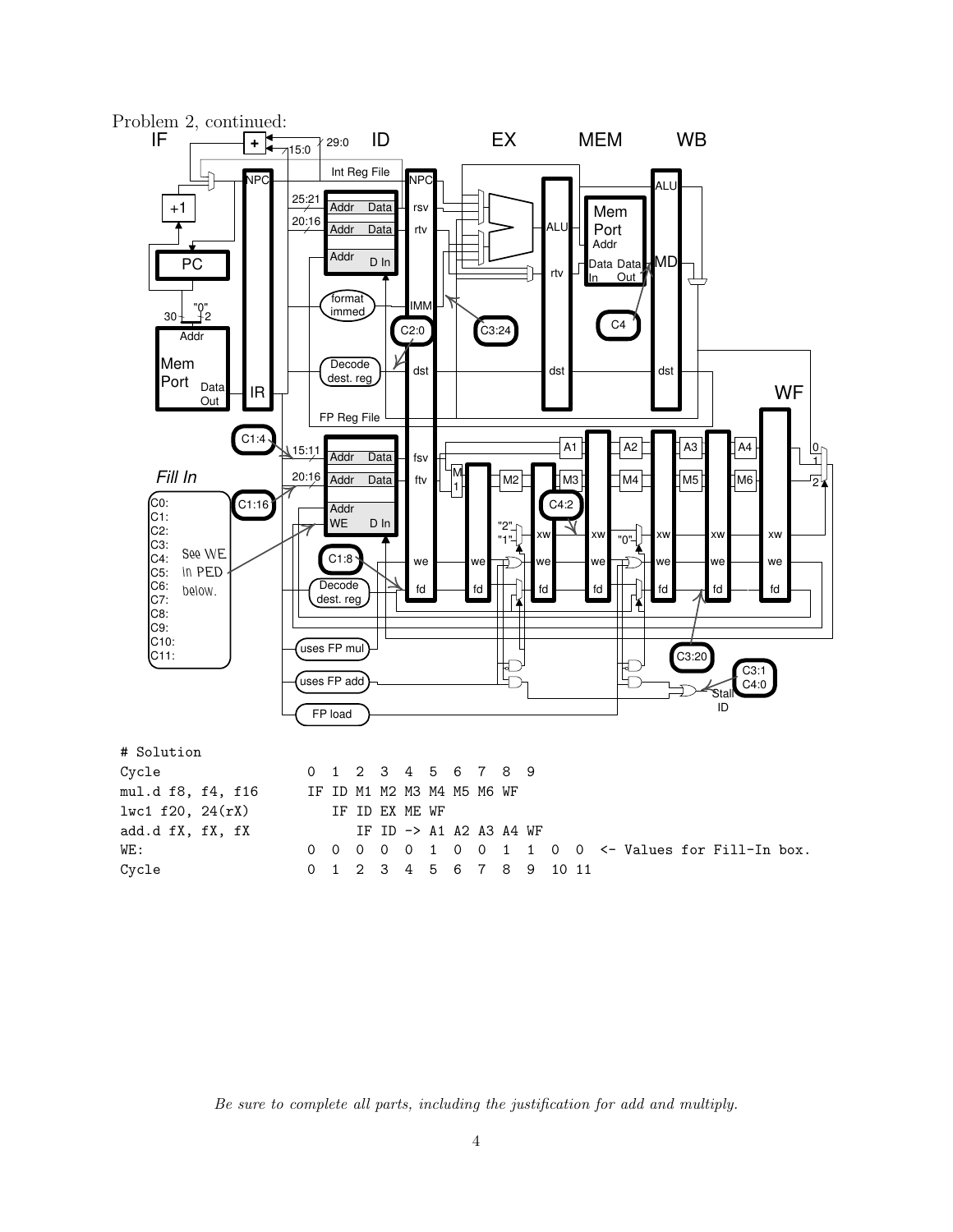Problem 2, continued:

Fill In

C0:
C1:
C2:
C3:
C4:
C5:
C6:
C7:
C8:
C9:
C10:
C11:

See WE in PED below.

```
# Solution
Cycle                0  1  2  3  4  5  6  7  8  9
mul.d f8, f4, f16    IF ID M1 M2 M3 M4 M5 M6 WF
lwc1 f20, 24(rX)        IF ID EX ME WF
add.d fX, fX, fX           IF ID -> A1 A2 A3 A4 WF
WE:                  0  0  0  0  0  1  0  0  1  1  0  0  <- Values for Fill-In box.
Cycle                0  1  2  3  4  5  6  7  8  9  10 11
```

*Be sure to complete all parts, including the justification for add and multiply.*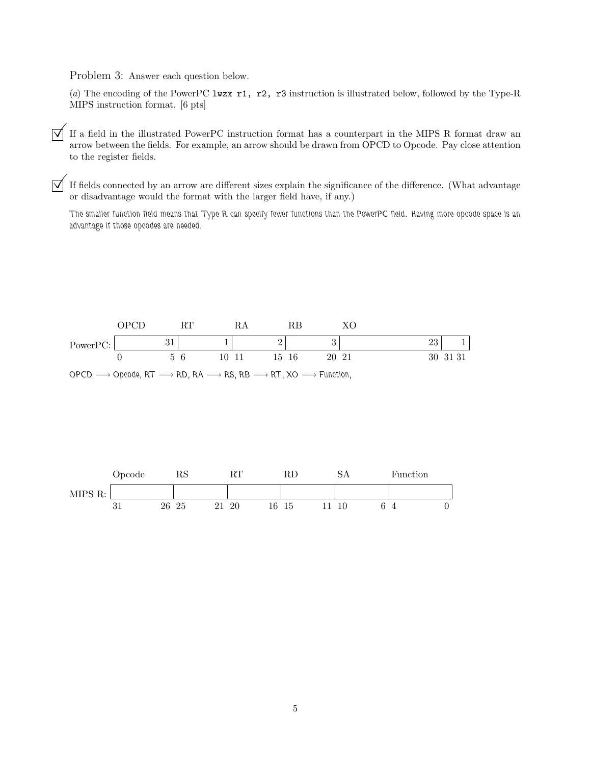Problem 3: Answer each question below.

(*a*) The encoding of the PowerPC `lwzx r1, r2, r3` instruction is illustrated below, followed by the Type-R MIPS instruction format. [6 pts]

☑ If a field in the illustrated PowerPC instruction format has a counterpart in the MIPS R format draw an arrow between the fields. For example, an arrow should be drawn from OPCD to Opcode. Pay close attention to the register fields.

☑ If fields connected by an arrow are different sizes explain the significance of the difference. (What advantage or disadvantage would the format with the larger field have, if any.)

The smaller function field means that Type R can specify fewer functions than the PowerPC field. Having more opcode space is an advantage if those opcodes are needed.

PowerPC:

| | OPCD | RT | RA | RB | XO | |
|---|---|---|---|---|---|---|
| Value | 31 | 1 | 2 | 3 | 23 | 1 |
| Bits | 0–5 | 6–10 | 11–15 | 16–20 | 21–30 | 31–31 |

OPCD ⟶ Opcode, RT ⟶ RD, RA ⟶ RS, RB ⟶ RT, XO ⟶ Function,

MIPS R:

| | Opcode | RS | RT | RD | SA | Function |
|---|---|---|---|---|---|---|
| Bits | 31–26 | 25–21 | 20–16 | 15–11 | 10–6 | 4–0 |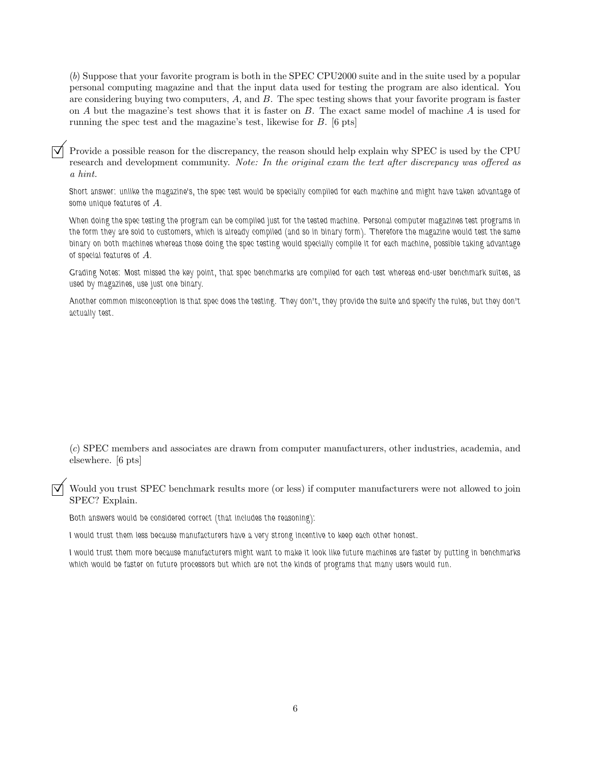(*b*) Suppose that your favorite program is both in the SPEC CPU2000 suite and in the suite used by a popular personal computing magazine and that the input data used for testing the program are also identical. You are considering buying two computers, $A$, and $B$. The spec testing shows that your favorite program is faster on $A$ but the magazine's test shows that it is faster on $B$. The exact same model of machine $A$ is used for running the spec test and the magazine's test, likewise for $B$. [6 pts]

☑ Provide a possible reason for the discrepancy, the reason should help explain why SPEC is used by the CPU research and development community. *Note: In the original exam the text after discrepancy was offered as a hint.*

Short answer: unlike the magazine's, the spec test would be specially compiled for each machine and might have taken advantage of some unique features of $A$.

When doing the spec testing the program can be compiled just for the tested machine. Personal computer magazines test programs in the form they are sold to customers, which is already compiled (and so in binary form). Therefore the magazine would test the same binary on both machines whereas those doing the spec testing would specially compile it for each machine, possible taking advantage of special features of $A$.

Grading Notes: Most missed the key point, that spec benchmarks are compiled for each test whereas end-user benchmark suites, as used by magazines, use just one binary.

Another common misconception is that spec does the testing. They don't, they provide the suite and specify the rules, but they don't actually test.

(*c*) SPEC members and associates are drawn from computer manufacturers, other industries, academia, and elsewhere. [6 pts]

☑ Would you trust SPEC benchmark results more (or less) if computer manufacturers were not allowed to join SPEC? Explain.

Both answers would be considered correct (that includes the reasoning):

I would trust them less because manufacturers have a very strong incentive to keep each other honest.

I would trust them more because manufacturers might want to make it look like future machines are faster by putting in benchmarks which would be faster on future processors but which are not the kinds of programs that many users would run.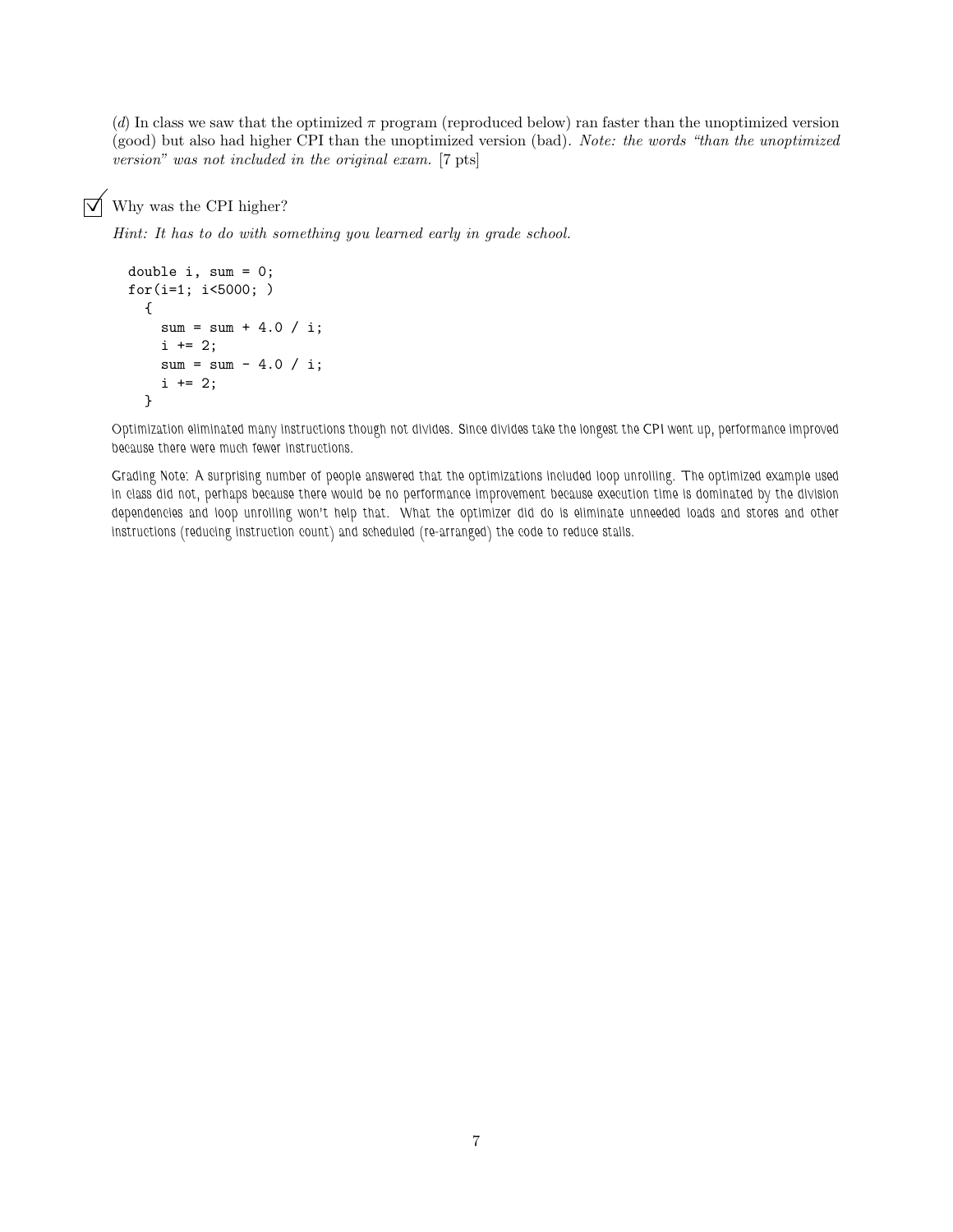(*d*) In class we saw that the optimized $\pi$ program (reproduced below) ran faster than the unoptimized version (good) but also had higher CPI than the unoptimized version (bad). *Note: the words "than the unoptimized version" was not included in the original exam.* [7 pts]

☑ Why was the CPI higher?

*Hint: It has to do with something you learned early in grade school.*

```
double i, sum = 0;
for(i=1; i<5000; )
  {
    sum = sum + 4.0 / i;
    i += 2;
    sum = sum - 4.0 / i;
    i += 2;
  }
```

Optimization eliminated many instructions though not divides. Since divides take the longest the CPI went up, performance improved because there were much fewer instructions.

Grading Note: A surprising number of people answered that the optimizations included loop unrolling. The optimized example used in class did not, perhaps because there would be no performance improvement because execution time is dominated by the division dependencies and loop unrolling won't help that. What the optimizer did do is eliminate unneeded loads and stores and other instructions (reducing instruction count) and scheduled (re-arranged) the code to reduce stalls.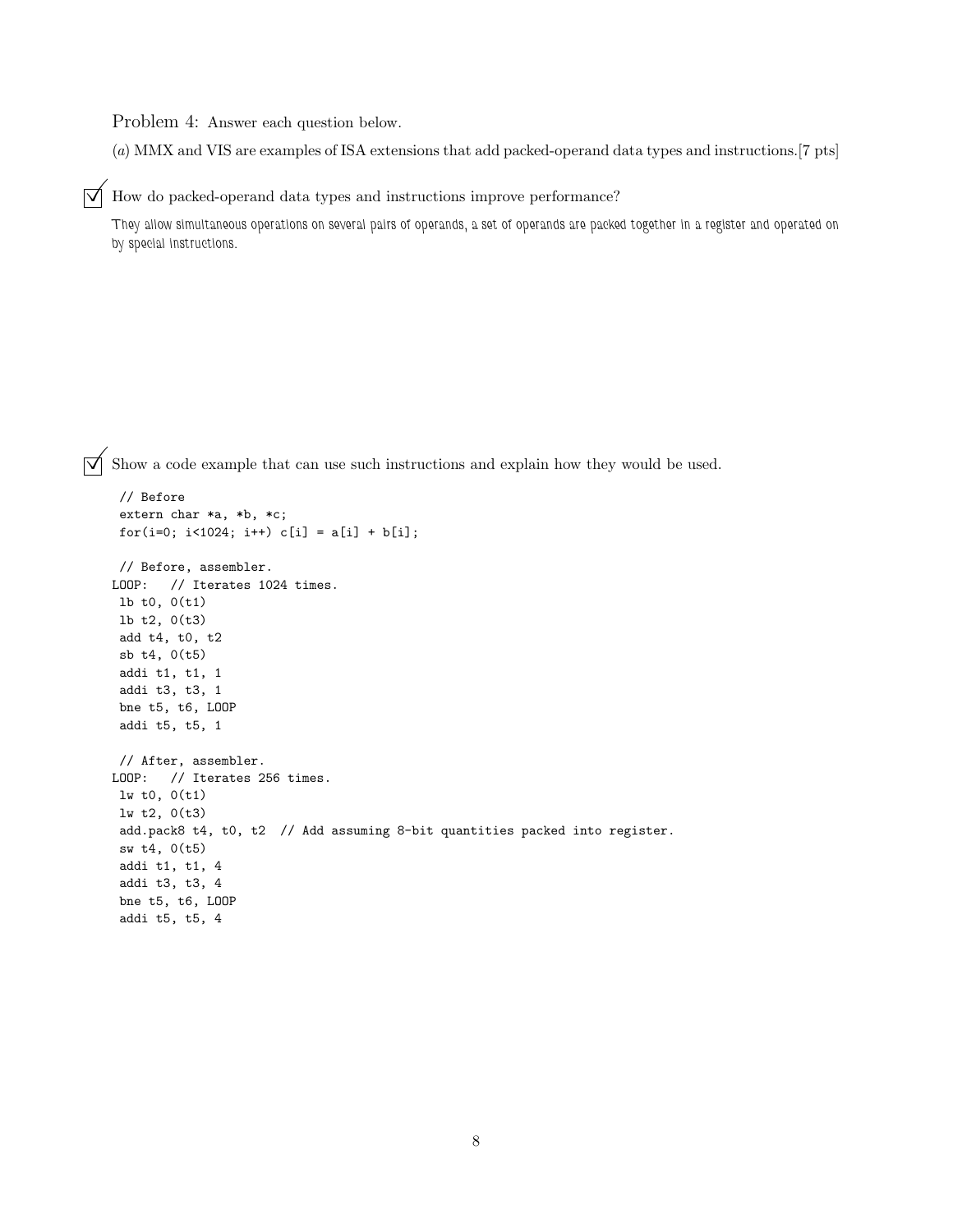Problem 4: Answer each question below.

(*a*) MMX and VIS are examples of ISA extensions that add packed-operand data types and instructions.[7 pts]

☑ How do packed-operand data types and instructions improve performance?

They allow simultaneous operations on several pairs of operands, a set of operands are packed together in a register and operated on by special instructions.

☑ Show a code example that can use such instructions and explain how they would be used.

```
// Before
extern char *a, *b, *c;
for(i=0; i<1024; i++) c[i] = a[i] + b[i];

// Before, assembler.
LOOP:   // Iterates 1024 times.
 lb t0, 0(t1)
 lb t2, 0(t3)
 add t4, t0, t2
 sb t4, 0(t5)
 addi t1, t1, 1
 addi t3, t3, 1
 bne t5, t6, LOOP
 addi t5, t5, 1

// After, assembler.
LOOP:   // Iterates 256 times.
 lw t0, 0(t1)
 lw t2, 0(t3)
 add.pack8 t4, t0, t2  // Add assuming 8-bit quantities packed into register.
 sw t4, 0(t5)
 addi t1, t1, 4
 addi t3, t3, 4
 bne t5, t6, LOOP
 addi t5, t5, 4
```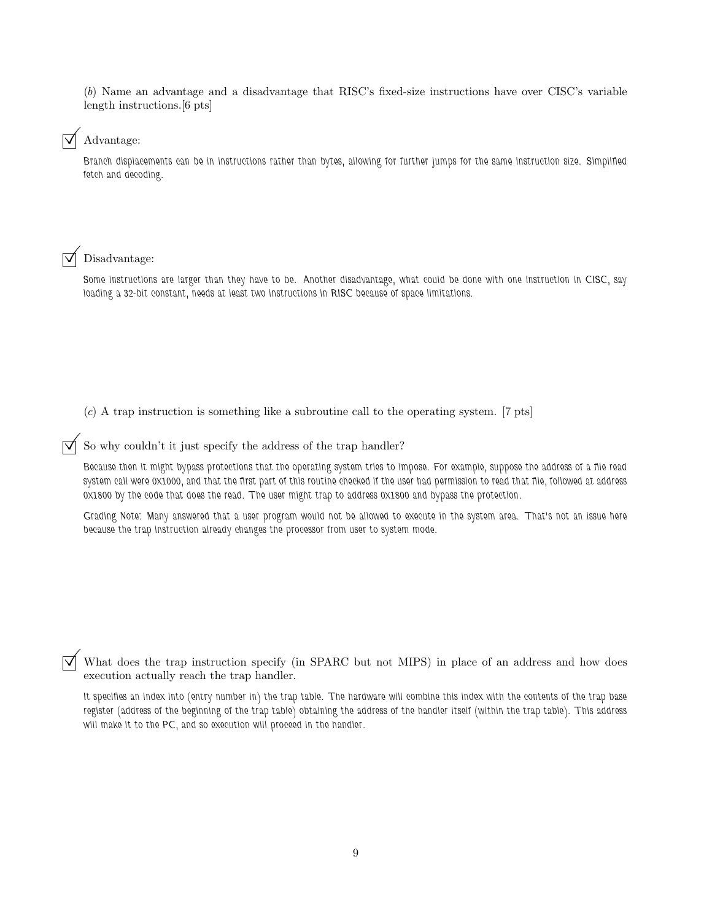(*b*) Name an advantage and a disadvantage that RISC's fixed-size instructions have over CISC's variable length instructions.[6 pts]

☑ Advantage:

Branch displacements can be in instructions rather than bytes, allowing for further jumps for the same instruction size. Simplified fetch and decoding.

☑ Disadvantage:

Some instructions are larger than they have to be. Another disadvantage, what could be done with one instruction in CISC, say loading a 32-bit constant, needs at least two instructions in RISC because of space limitations.

(*c*) A trap instruction is something like a subroutine call to the operating system. [7 pts]

☑ So why couldn't it just specify the address of the trap handler?

Because then it might bypass protections that the operating system tries to impose. For example, suppose the address of a file read system call were 0x1000, and that the first part of this routine checked if the user had permission to read that file, followed at address 0x1800 by the code that does the read. The user might trap to address 0x1800 and bypass the protection.

Grading Note: Many answered that a user program would not be allowed to execute in the system area. That's not an issue here because the trap instruction already changes the processor from user to system mode.

☑ What does the trap instruction specify (in SPARC but not MIPS) in place of an address and how does execution actually reach the trap handler.

It specifies an index into (entry number in) the trap table. The hardware will combine this index with the contents of the trap base register (address of the beginning of the trap table) obtaining the address of the handler itself (within the trap table). This address will make it to the PC, and so execution will proceed in the handler.